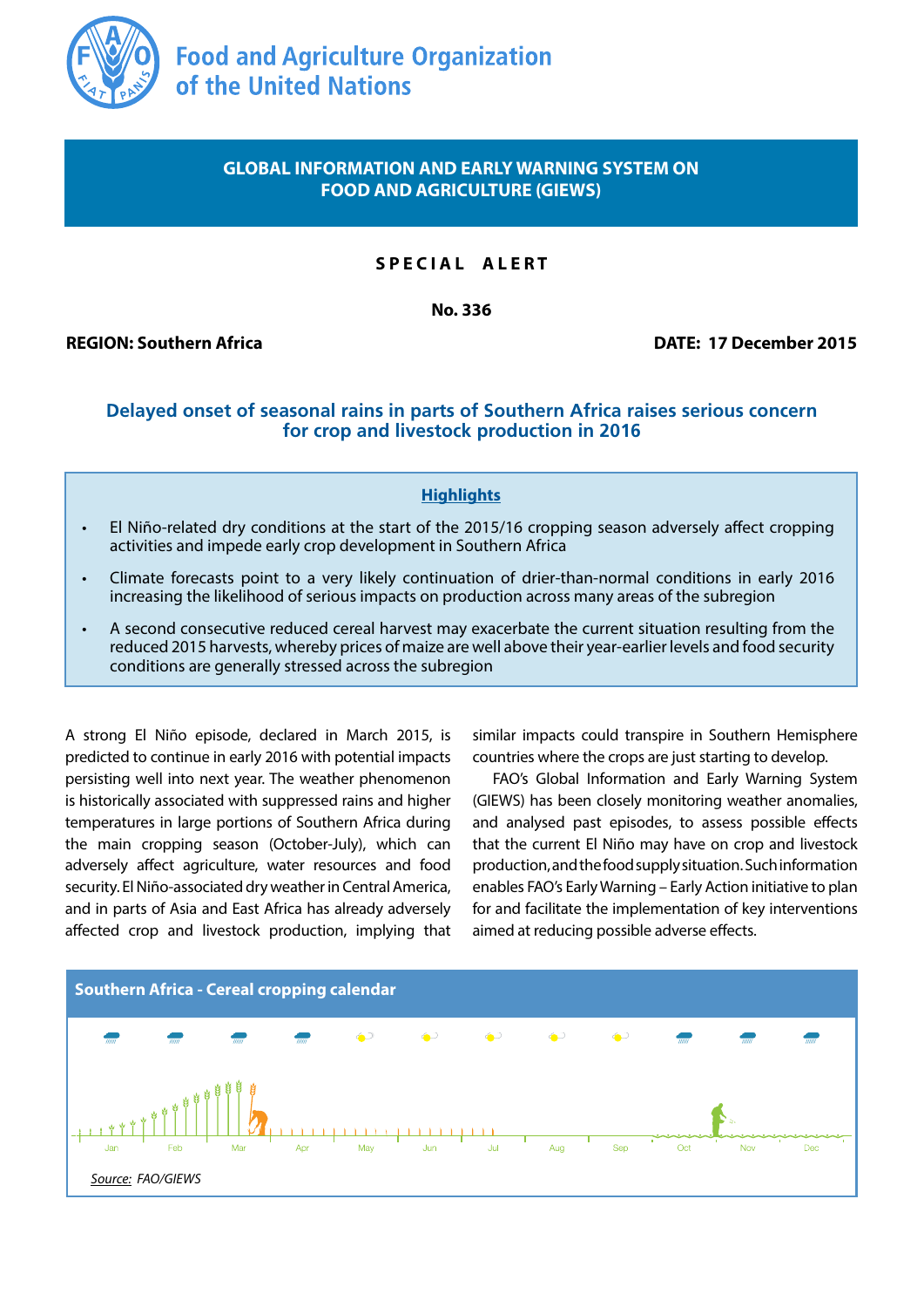Food and Agriculture Organization of the United Nations

**GLOBAL INFORMATION AND EARLY WARNING SYSTEM ON FOOD AND AGRICULTURE (GIEWS)**

**SPECIAL ALERT**

**No. 336**

**REGION: Southern Africa** **DATE: 17 December 2015**

## Delayed onset of seasonal rains in parts of Southern Africa raises serious concern for crop and livestock production in 2016

**Highlights**

- El Niño-related dry conditions at the start of the 2015/16 cropping season adversely affect cropping activities and impede early crop development in Southern Africa
- Climate forecasts point to a very likely continuation of drier-than-normal conditions in early 2016 increasing the likelihood of serious impacts on production across many areas of the subregion
- A second consecutive reduced cereal harvest may exacerbate the current situation resulting from the reduced 2015 harvests, whereby prices of maize are well above their year-earlier levels and food security conditions are generally stressed across the subregion

A strong El Niño episode, declared in March 2015, is predicted to continue in early 2016 with potential impacts persisting well into next year. The weather phenomenon is historically associated with suppressed rains and higher temperatures in large portions of Southern Africa during the main cropping season (October-July), which can adversely affect agriculture, water resources and food security. El Niño-associated dry weather in Central America, and in parts of Asia and East Africa has already adversely affected crop and livestock production, implying that similar impacts could transpire in Southern Hemisphere countries where the crops are just starting to develop.

FAO's Global Information and Early Warning System (GIEWS) has been closely monitoring weather anomalies, and analysed past episodes, to assess possible effects that the current El Niño may have on crop and livestock production, and the food supply situation. Such information enables FAO's Early Warning – Early Action initiative to plan for and facilitate the implementation of key interventions aimed at reducing possible adverse effects.

**Southern Africa - Cereal cropping calendar**

Jan Feb Mar Apr May Jun Jul Aug Sep Oct Nov Dec

*Source:* *FAO/GIEWS*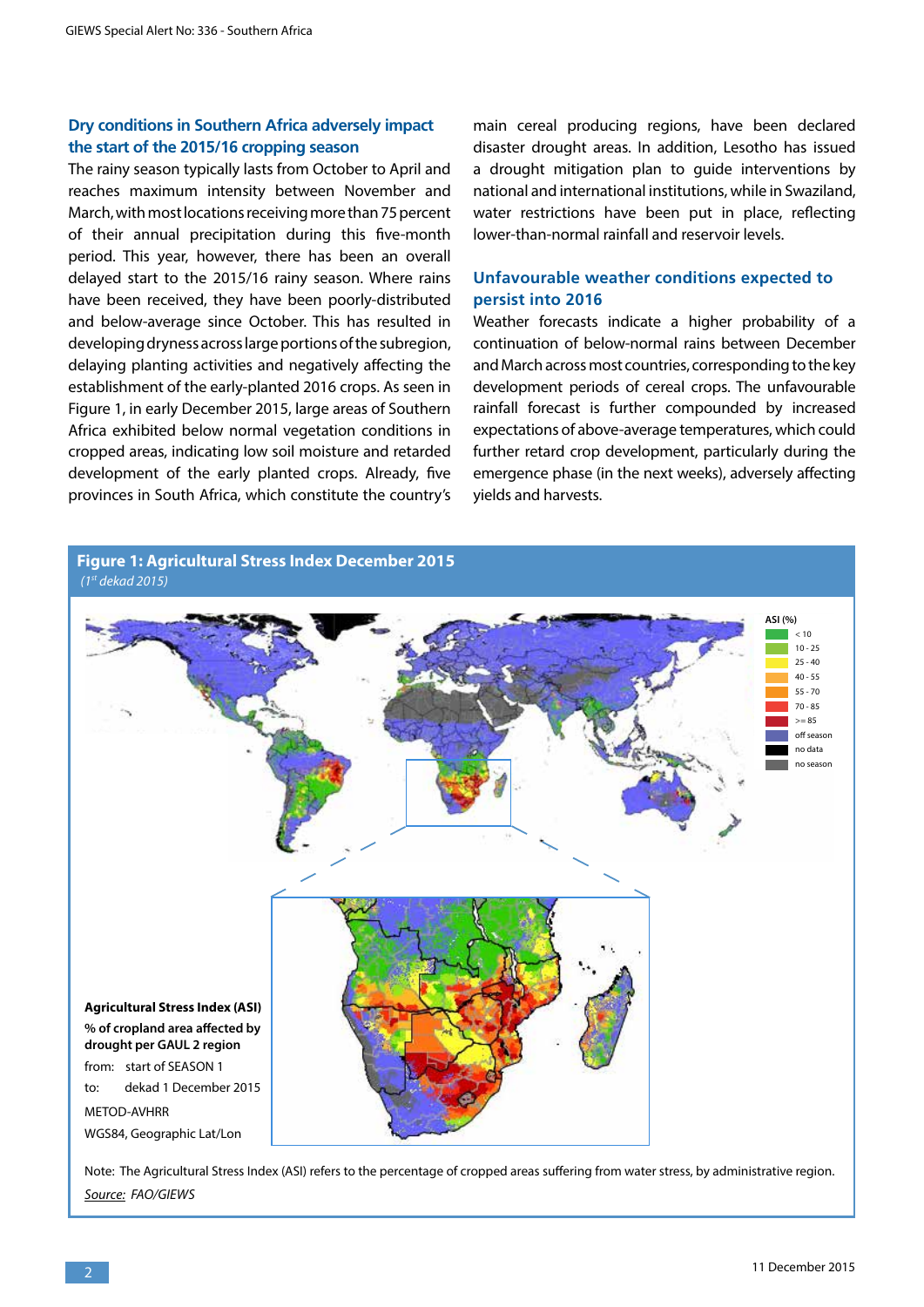## Dry conditions in Southern Africa adversely impact the start of the 2015/16 cropping season

The rainy season typically lasts from October to April and reaches maximum intensity between November and March, with most locations receiving more than 75 percent of their annual precipitation during this five-month period. This year, however, there has been an overall delayed start to the 2015/16 rainy season. Where rains have been received, they have been poorly-distributed and below-average since October. This has resulted in developing dryness across large portions of the subregion, delaying planting activities and negatively affecting the establishment of the early-planted 2016 crops. As seen in Figure 1, in early December 2015, large areas of Southern Africa exhibited below normal vegetation conditions in cropped areas, indicating low soil moisture and retarded development of the early planted crops. Already, five provinces in South Africa, which constitute the country's main cereal producing regions, have been declared disaster drought areas. In addition, Lesotho has issued a drought mitigation plan to guide interventions by national and international institutions, while in Swaziland, water restrictions have been put in place, reflecting lower-than-normal rainfall and reservoir levels.

## Unfavourable weather conditions expected to persist into 2016

Weather forecasts indicate a higher probability of a continuation of below-normal rains between December and March across most countries, corresponding to the key development periods of cereal crops. The unfavourable rainfall forecast is further compounded by increased expectations of above-average temperatures, which could further retard crop development, particularly during the emergence phase (in the next weeks), adversely affecting yields and harvests.

**Figure 1: Agricultural Stress Index December 2015**
*(1st dekad 2015)*

ASI (%): < 10; 10 - 25; 25 - 40; 40 - 55; 55 - 70; 70 - 85; >= 85; off season; no data; no season

**Agricultural Stress Index (ASI)**
**% of cropland area affected by drought per GAUL 2 region**
from: start of SEASON 1
to: dekad 1 December 2015
METOD-AVHRR
WGS84, Geographic Lat/Lon

Note: The Agricultural Stress Index (ASI) refers to the percentage of cropped areas suffering from water stress, by administrative region.
*Source: FAO/GIEWS*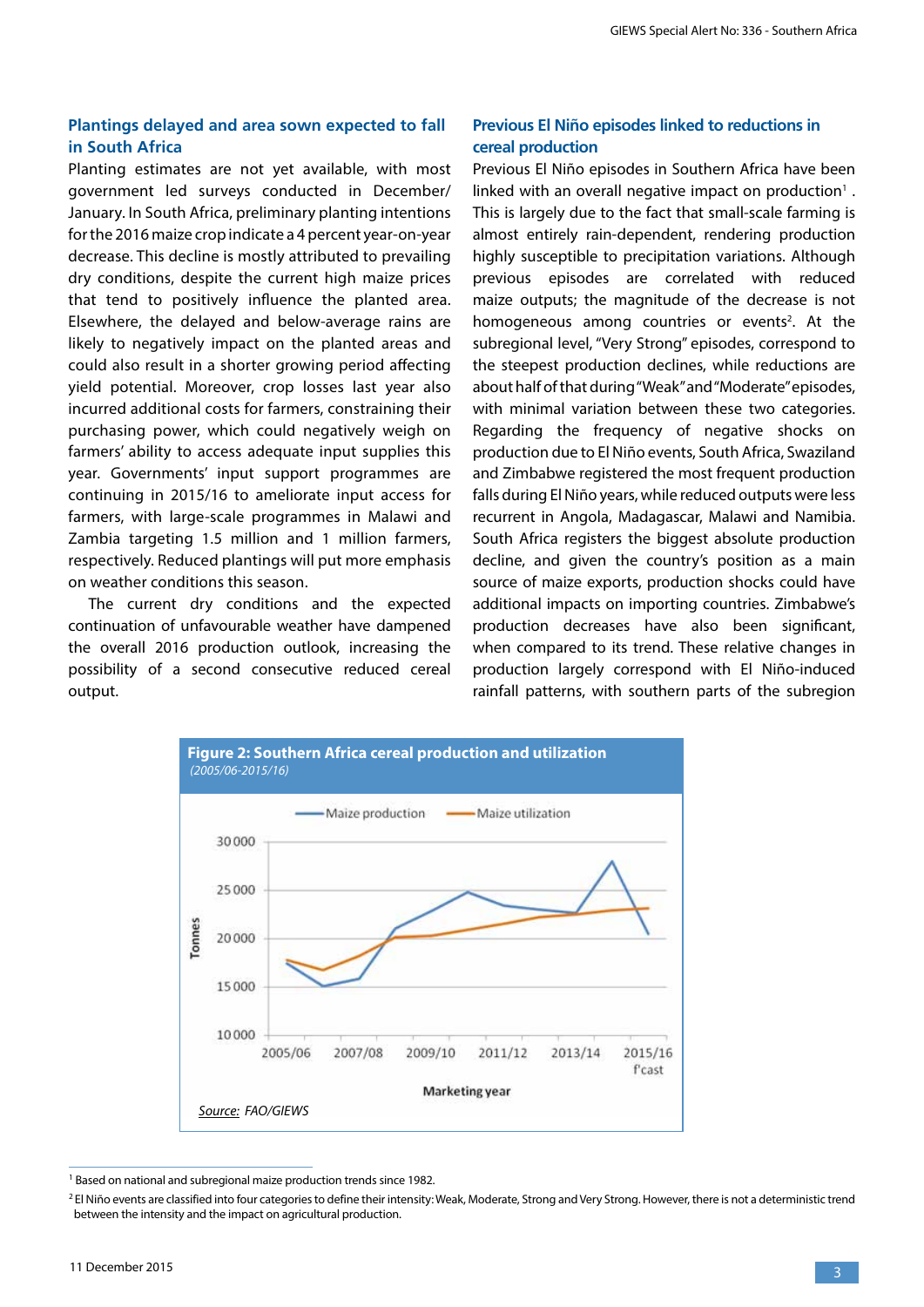## Plantings delayed and area sown expected to fall in South Africa

Planting estimates are not yet available, with most government led surveys conducted in December/January. In South Africa, preliminary planting intentions for the 2016 maize crop indicate a 4 percent year-on-year decrease. This decline is mostly attributed to prevailing dry conditions, despite the current high maize prices that tend to positively influence the planted area. Elsewhere, the delayed and below-average rains are likely to negatively impact on the planted areas and could also result in a shorter growing period affecting yield potential. Moreover, crop losses last year also incurred additional costs for farmers, constraining their purchasing power, which could negatively weigh on farmers' ability to access adequate input supplies this year. Governments' input support programmes are continuing in 2015/16 to ameliorate input access for farmers, with large-scale programmes in Malawi and Zambia targeting 1.5 million and 1 million farmers, respectively. Reduced plantings will put more emphasis on weather conditions this season.

The current dry conditions and the expected continuation of unfavourable weather have dampened the overall 2016 production outlook, increasing the possibility of a second consecutive reduced cereal output.

## Previous El Niño episodes linked to reductions in cereal production

Previous El Niño episodes in Southern Africa have been linked with an overall negative impact on production[1]. This is largely due to the fact that small-scale farming is almost entirely rain-dependent, rendering production highly susceptible to precipitation variations. Although previous episodes are correlated with reduced maize outputs; the magnitude of the decrease is not homogeneous among countries or events[2]. At the subregional level, "Very Strong" episodes, correspond to the steepest production declines, while reductions are about half of that during "Weak" and "Moderate" episodes, with minimal variation between these two categories. Regarding the frequency of negative shocks on production due to El Niño events, South Africa, Swaziland and Zimbabwe registered the most frequent production falls during El Niño years, while reduced outputs were less recurrent in Angola, Madagascar, Malawi and Namibia. South Africa registers the biggest absolute production decline, and given the country's position as a main source of maize exports, production shocks could have additional impacts on importing countries. Zimbabwe's production decreases have also been significant, when compared to its trend. These relative changes in production largely correspond with El Niño-induced rainfall patterns, with southern parts of the subregion

**Figure 2: Southern Africa cereal production and utilization**
*(2005/06-2015/16)*

Source: FAO/GIEWS

[1] Based on national and subregional maize production trends since 1982.

[2] El Niño events are classified into four categories to define their intensity: Weak, Moderate, Strong and Very Strong. However, there is not a deterministic trend between the intensity and the impact on agricultural production.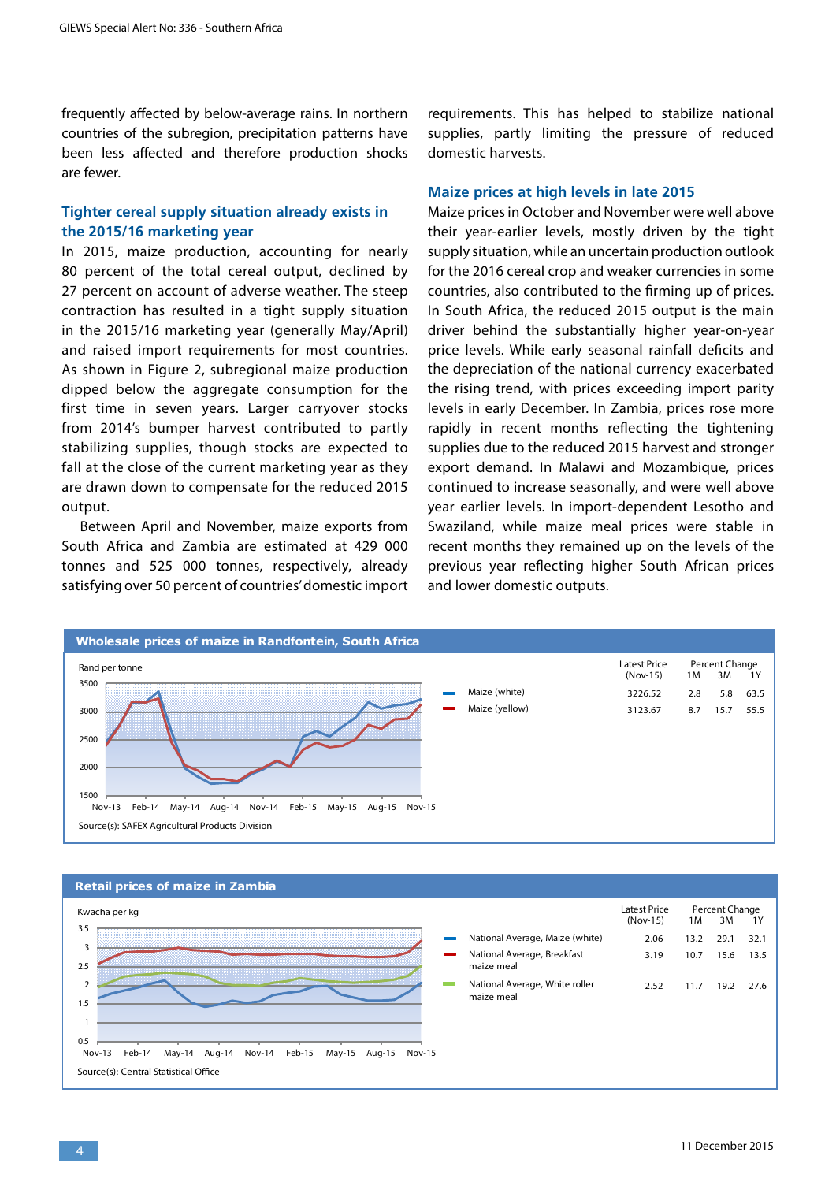frequently affected by below-average rains. In northern countries of the subregion, precipitation patterns have been less affected and therefore production shocks are fewer.

## Tighter cereal supply situation already exists in the 2015/16 marketing year

In 2015, maize production, accounting for nearly 80 percent of the total cereal output, declined by 27 percent on account of adverse weather. The steep contraction has resulted in a tight supply situation in the 2015/16 marketing year (generally May/April) and raised import requirements for most countries. As shown in Figure 2, subregional maize production dipped below the aggregate consumption for the first time in seven years. Larger carryover stocks from 2014's bumper harvest contributed to partly stabilizing supplies, though stocks are expected to fall at the close of the current marketing year as they are drawn down to compensate for the reduced 2015 output.

Between April and November, maize exports from South Africa and Zambia are estimated at 429 000 tonnes and 525 000 tonnes, respectively, already satisfying over 50 percent of countries' domestic import requirements. This has helped to stabilize national supplies, partly limiting the pressure of reduced domestic harvests.

## Maize prices at high levels in late 2015

Maize prices in October and November were well above their year-earlier levels, mostly driven by the tight supply situation, while an uncertain production outlook for the 2016 cereal crop and weaker currencies in some countries, also contributed to the firming up of prices. In South Africa, the reduced 2015 output is the main driver behind the substantially higher year-on-year price levels. While early seasonal rainfall deficits and the depreciation of the national currency exacerbated the rising trend, with prices exceeding import parity levels in early December. In Zambia, prices rose more rapidly in recent months reflecting the tightening supplies due to the reduced 2015 harvest and stronger export demand. In Malawi and Mozambique, prices continued to increase seasonally, and were well above year earlier levels. In import-dependent Lesotho and Swaziland, while maize meal prices were stable in recent months they remained up on the levels of the previous year reflecting higher South African prices and lower domestic outputs.

**Wholesale prices of maize in Randfontein, South Africa**

Rand per tonne

| | Latest Price (Nov-15) | Percent Change 1M | 3M | 1Y |
|---|---|---|---|---|
| Maize (white) | 3226.52 | 2.8 | 5.8 | 63.5 |
| Maize (yellow) | 3123.67 | 8.7 | 15.7 | 55.5 |

Source(s): SAFEX Agricultural Products Division

**Retail prices of maize in Zambia**

Kwacha per kg

| | Latest Price (Nov-15) | Percent Change 1M | 3M | 1Y |
|---|---|---|---|---|
| National Average, Maize (white) | 2.06 | 13.2 | 29.1 | 32.1 |
| National Average, Breakfast maize meal | 3.19 | 10.7 | 15.6 | 13.5 |
| National Average, White roller maize meal | 2.52 | 11.7 | 19.2 | 27.6 |

Source(s): Central Statistical Office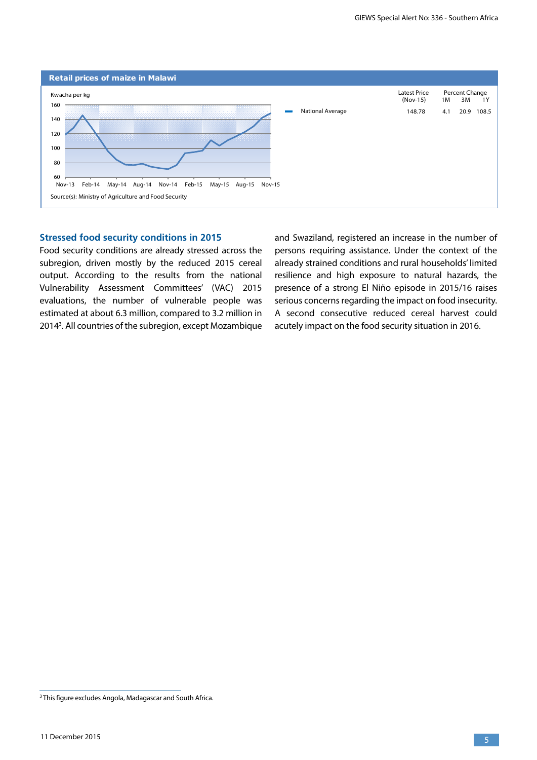**Retail prices of maize in Malawi**

Kwacha per kg

| | Latest Price (Nov-15) | Percent Change 1M | 3M | 1Y |
|---|---|---|---|---|
| National Average | 148.78 | 4.1 | 20.9 | 108.5 |

Source(s): Ministry of Agriculture and Food Security

## Stressed food security conditions in 2015

Food security conditions are already stressed across the subregion, driven mostly by the reduced 2015 cereal output. According to the results from the national Vulnerability Assessment Committees' (VAC) 2015 evaluations, the number of vulnerable people was estimated at about 6.3 million, compared to 3.2 million in 2014[3]. All countries of the subregion, except Mozambique and Swaziland, registered an increase in the number of persons requiring assistance. Under the context of the already strained conditions and rural households' limited resilience and high exposure to natural hazards, the presence of a strong El Niño episode in 2015/16 raises serious concerns regarding the impact on food insecurity. A second consecutive reduced cereal harvest could acutely impact on the food security situation in 2016.

[3] This figure excludes Angola, Madagascar and South Africa.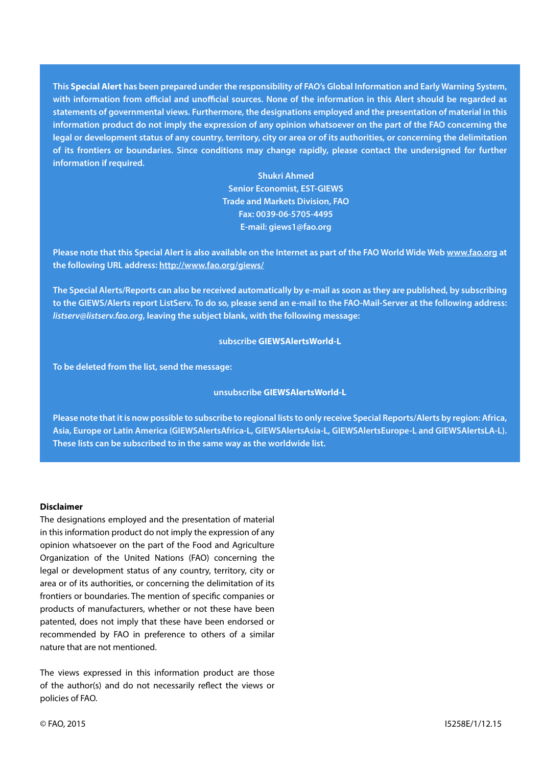This **Special Alert** has been prepared under the responsibility of FAO's Global Information and Early Warning System, with information from official and unofficial sources. None of the information in this Alert should be regarded as statements of governmental views. Furthermore, the designations employed and the presentation of material in this information product do not imply the expression of any opinion whatsoever on the part of the FAO concerning the legal or development status of any country, territory, city or area or of its authorities, or concerning the delimitation of its frontiers or boundaries. Since conditions may change rapidly, please contact the undersigned for further information if required.

Shukri Ahmed
Senior Economist, EST-GIEWS
Trade and Markets Division, FAO
Fax: 0039-06-5705-4495
E-mail: giews1@fao.org

Please note that this Special Alert is also available on the Internet as part of the FAO World Wide Web [www.fao.org](www.fao.org) at the following URL address: [http://www.fao.org/giews/](http://www.fao.org/giews/)

The Special Alerts/Reports can also be received automatically by e-mail as soon as they are published, by subscribing to the GIEWS/Alerts report ListServ. To do so, please send an e-mail to the FAO-Mail-Server at the following address: *listserv@listserv.fao.org*, leaving the subject blank, with the following message:

subscribe **GIEWSAlertsWorld-L**

To be deleted from the list, send the message:

unsubscribe **GIEWSAlertsWorld-L**

Please note that it is now possible to subscribe to regional lists to only receive Special Reports/Alerts by region: Africa, Asia, Europe or Latin America (GIEWSAlertsAfrica-L, GIEWSAlertsAsia-L, GIEWSAlertsEurope-L and GIEWSAlertsLA-L). These lists can be subscribed to in the same way as the worldwide list.

**Disclaimer**

The designations employed and the presentation of material in this information product do not imply the expression of any opinion whatsoever on the part of the Food and Agriculture Organization of the United Nations (FAO) concerning the legal or development status of any country, territory, city or area or of its authorities, or concerning the delimitation of its frontiers or boundaries. The mention of specific companies or products of manufacturers, whether or not these have been patented, does not imply that these have been endorsed or recommended by FAO in preference to others of a similar nature that are not mentioned.

The views expressed in this information product are those of the author(s) and do not necessarily reflect the views or policies of FAO.

© FAO, 2015

I5258E/1/12.15